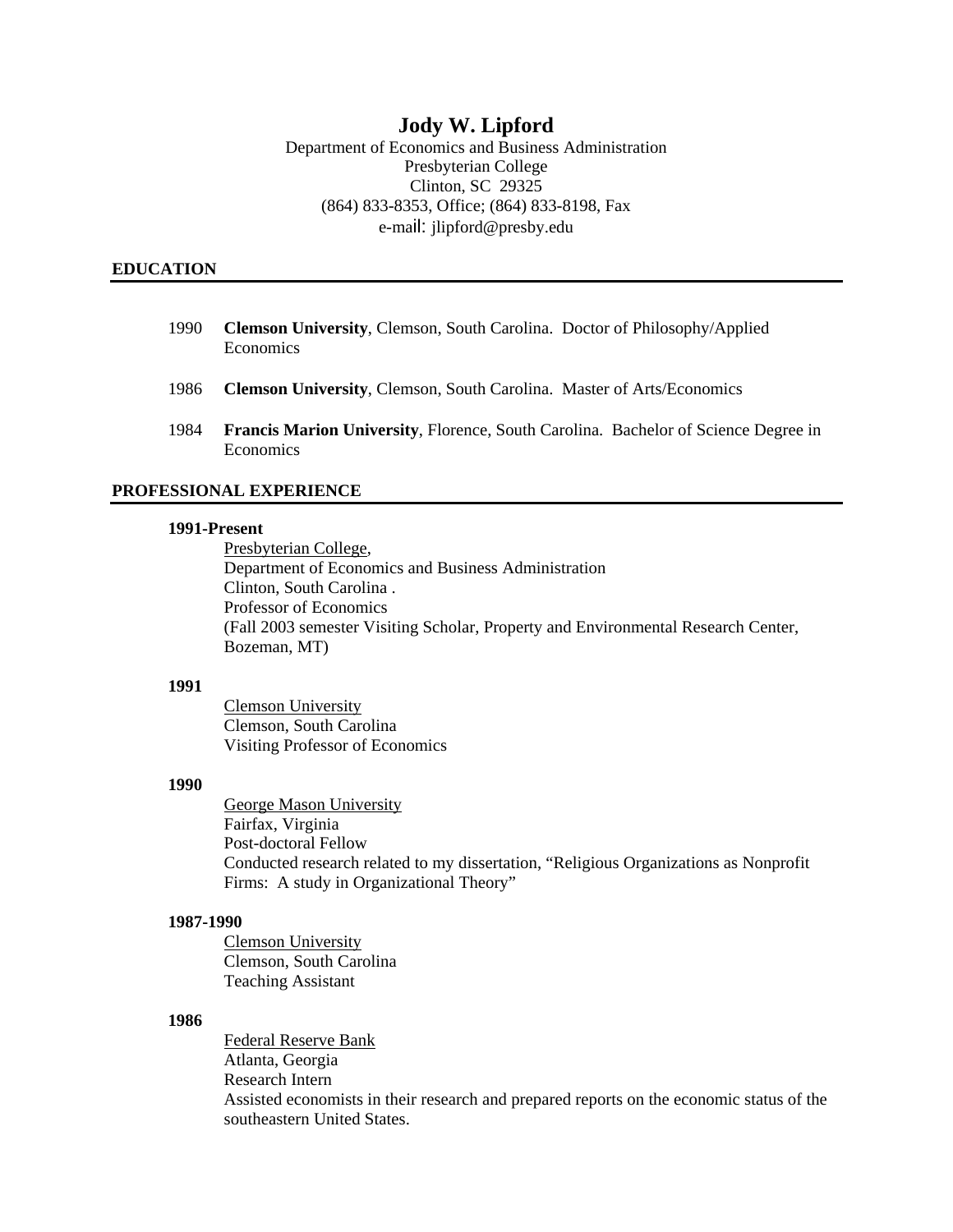# Jody W. Lipford

Department of Economics and Business Administration
Presbyterian College
Clinton, SC 29325
(864) 833-8353, Office; (864) 833-8198, Fax
e-mail: jlipford@presby.edu

## EDUCATION

1990 **Clemson University**, Clemson, South Carolina. Doctor of Philosophy/Applied Economics

1986 **Clemson University**, Clemson, South Carolina. Master of Arts/Economics

1984 **Francis Marion University**, Florence, South Carolina. Bachelor of Science Degree in Economics

## PROFESSIONAL EXPERIENCE

**1991-Present**

Presbyterian College,
Department of Economics and Business Administration
Clinton, South Carolina .
Professor of Economics
(Fall 2003 semester Visiting Scholar, Property and Environmental Research Center, Bozeman, MT)

**1991**

Clemson University
Clemson, South Carolina
Visiting Professor of Economics

**1990**

George Mason University
Fairfax, Virginia
Post-doctoral Fellow
Conducted research related to my dissertation, "Religious Organizations as Nonprofit Firms: A study in Organizational Theory"

**1987-1990**

Clemson University
Clemson, South Carolina
Teaching Assistant

**1986**

Federal Reserve Bank
Atlanta, Georgia
Research Intern
Assisted economists in their research and prepared reports on the economic status of the southeastern United States.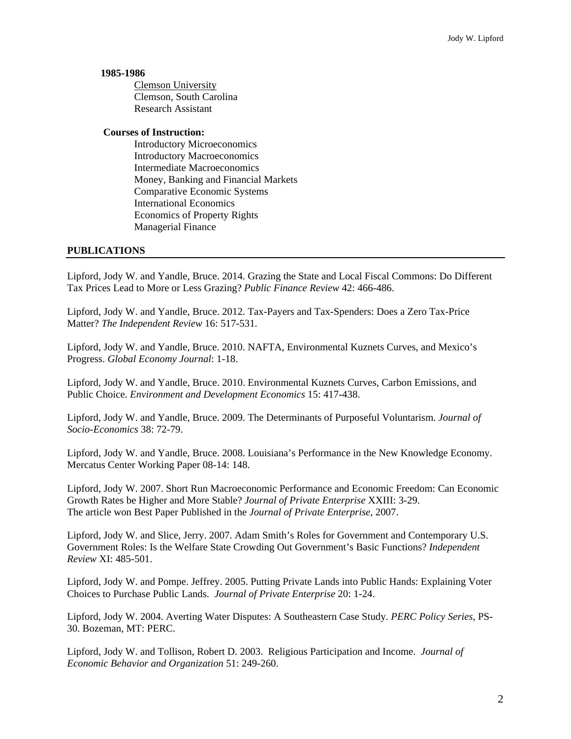**1985-1986**

Clemson University
Clemson, South Carolina
Research Assistant

**Courses of Instruction:**

Introductory Microeconomics
Introductory Macroeconomics
Intermediate Macroeconomics
Money, Banking and Financial Markets
Comparative Economic Systems
International Economics
Economics of Property Rights
Managerial Finance

## PUBLICATIONS

Lipford, Jody W. and Yandle, Bruce. 2014. Grazing the State and Local Fiscal Commons: Do Different Tax Prices Lead to More or Less Grazing? *Public Finance Review* 42: 466-486.

Lipford, Jody W. and Yandle, Bruce. 2012. Tax-Payers and Tax-Spenders: Does a Zero Tax-Price Matter? *The Independent Review* 16: 517-531.

Lipford, Jody W. and Yandle, Bruce. 2010. NAFTA, Environmental Kuznets Curves, and Mexico's Progress. *Global Economy Journal*: 1-18.

Lipford, Jody W. and Yandle, Bruce. 2010. Environmental Kuznets Curves, Carbon Emissions, and Public Choice. *Environment and Development Economics* 15: 417-438.

Lipford, Jody W. and Yandle, Bruce. 2009. The Determinants of Purposeful Voluntarism. *Journal of Socio-Economics* 38: 72-79.

Lipford, Jody W. and Yandle, Bruce. 2008. Louisiana's Performance in the New Knowledge Economy. Mercatus Center Working Paper 08-14: 148.

Lipford, Jody W. 2007. Short Run Macroeconomic Performance and Economic Freedom: Can Economic Growth Rates be Higher and More Stable? *Journal of Private Enterprise* XXIII: 3-29.
The article won Best Paper Published in the *Journal of Private Enterprise*, 2007.

Lipford, Jody W. and Slice, Jerry. 2007. Adam Smith's Roles for Government and Contemporary U.S. Government Roles: Is the Welfare State Crowding Out Government's Basic Functions? *Independent Review* XI: 485-501.

Lipford, Jody W. and Pompe. Jeffrey. 2005. Putting Private Lands into Public Hands: Explaining Voter Choices to Purchase Public Lands. *Journal of Private Enterprise* 20: 1-24.

Lipford, Jody W. 2004. Averting Water Disputes: A Southeastern Case Study. *PERC Policy Series*, PS-30. Bozeman, MT: PERC.

Lipford, Jody W. and Tollison, Robert D. 2003. Religious Participation and Income. *Journal of Economic Behavior and Organization* 51: 249-260.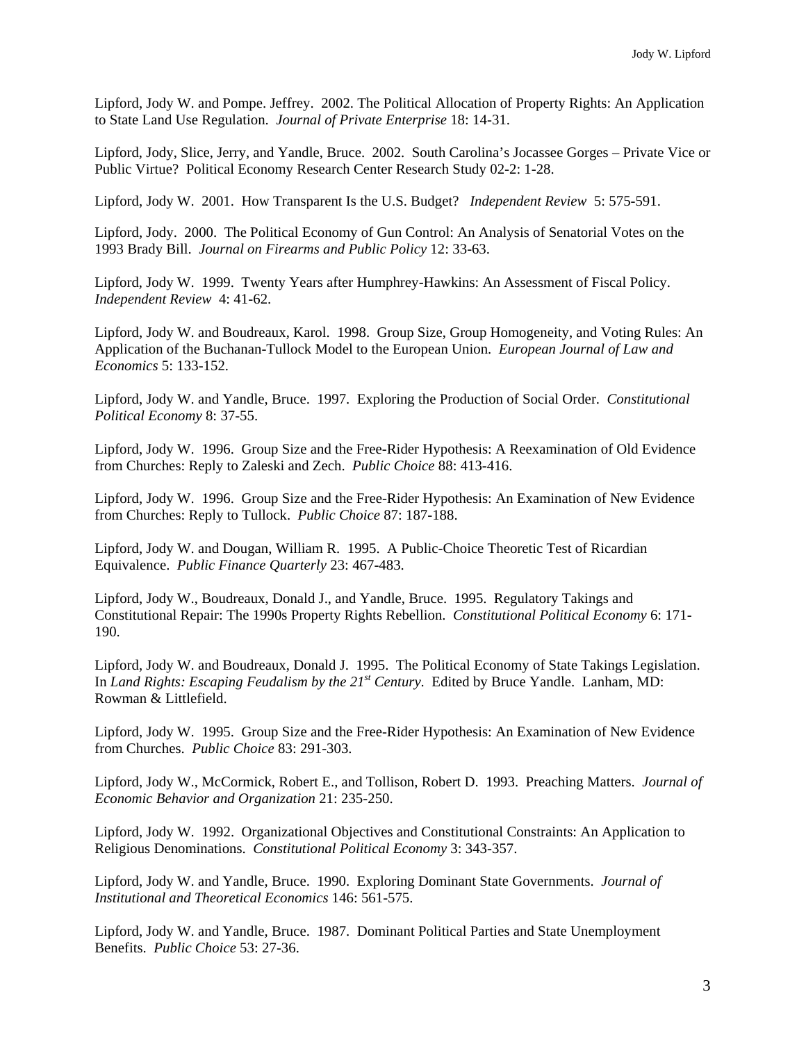Lipford, Jody W. and Pompe. Jeffrey. 2002. The Political Allocation of Property Rights: An Application to State Land Use Regulation. *Journal of Private Enterprise* 18: 14-31.

Lipford, Jody, Slice, Jerry, and Yandle, Bruce. 2002. South Carolina's Jocassee Gorges – Private Vice or Public Virtue? Political Economy Research Center Research Study 02-2: 1-28.

Lipford, Jody W. 2001. How Transparent Is the U.S. Budget? *Independent Review* 5: 575-591.

Lipford, Jody. 2000. The Political Economy of Gun Control: An Analysis of Senatorial Votes on the 1993 Brady Bill. *Journal on Firearms and Public Policy* 12: 33-63.

Lipford, Jody W. 1999. Twenty Years after Humphrey-Hawkins: An Assessment of Fiscal Policy. *Independent Review* 4: 41-62.

Lipford, Jody W. and Boudreaux, Karol. 1998. Group Size, Group Homogeneity, and Voting Rules: An Application of the Buchanan-Tullock Model to the European Union. *European Journal of Law and Economics* 5: 133-152.

Lipford, Jody W. and Yandle, Bruce. 1997. Exploring the Production of Social Order. *Constitutional Political Economy* 8: 37-55.

Lipford, Jody W. 1996. Group Size and the Free-Rider Hypothesis: A Reexamination of Old Evidence from Churches: Reply to Zaleski and Zech. *Public Choice* 88: 413-416.

Lipford, Jody W. 1996. Group Size and the Free-Rider Hypothesis: An Examination of New Evidence from Churches: Reply to Tullock. *Public Choice* 87: 187-188.

Lipford, Jody W. and Dougan, William R. 1995. A Public-Choice Theoretic Test of Ricardian Equivalence. *Public Finance Quarterly* 23: 467-483.

Lipford, Jody W., Boudreaux, Donald J., and Yandle, Bruce. 1995. Regulatory Takings and Constitutional Repair: The 1990s Property Rights Rebellion. *Constitutional Political Economy* 6: 171-190.

Lipford, Jody W. and Boudreaux, Donald J. 1995. The Political Economy of State Takings Legislation. In *Land Rights: Escaping Feudalism by the 21st Century*. Edited by Bruce Yandle. Lanham, MD: Rowman & Littlefield.

Lipford, Jody W. 1995. Group Size and the Free-Rider Hypothesis: An Examination of New Evidence from Churches. *Public Choice* 83: 291-303.

Lipford, Jody W., McCormick, Robert E., and Tollison, Robert D. 1993. Preaching Matters. *Journal of Economic Behavior and Organization* 21: 235-250.

Lipford, Jody W. 1992. Organizational Objectives and Constitutional Constraints: An Application to Religious Denominations. *Constitutional Political Economy* 3: 343-357.

Lipford, Jody W. and Yandle, Bruce. 1990. Exploring Dominant State Governments. *Journal of Institutional and Theoretical Economics* 146: 561-575.

Lipford, Jody W. and Yandle, Bruce. 1987. Dominant Political Parties and State Unemployment Benefits. *Public Choice* 53: 27-36.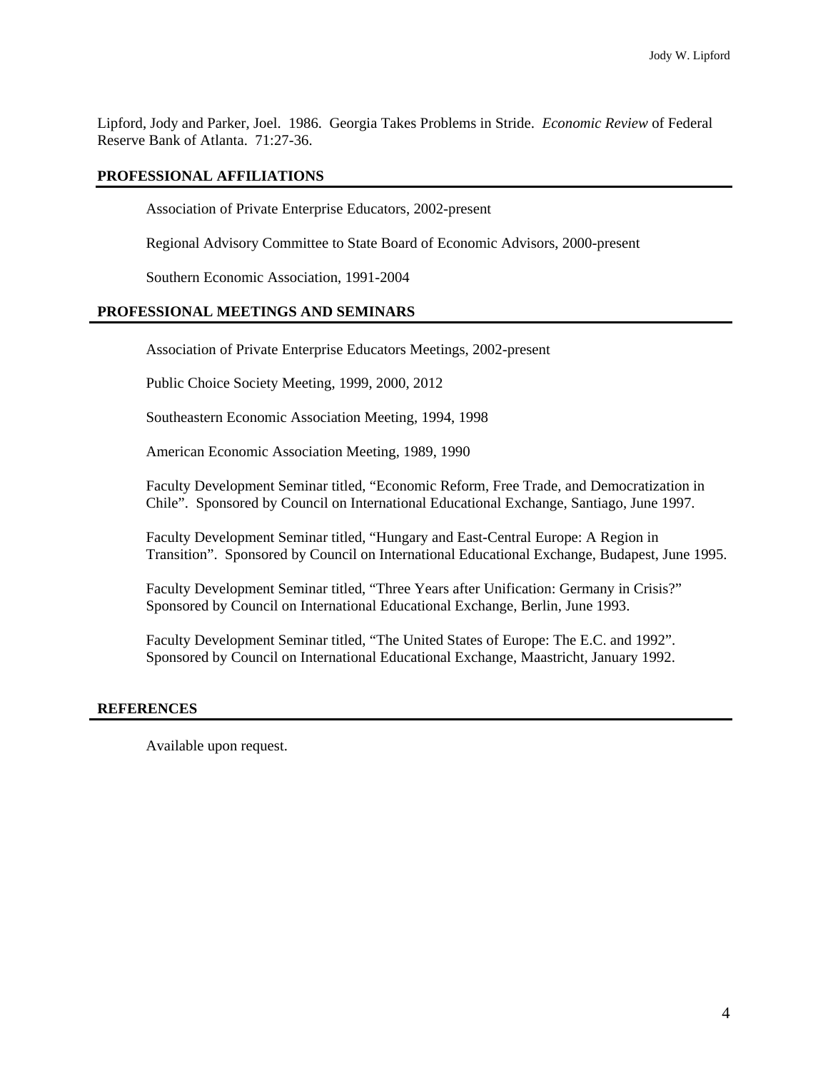Lipford, Jody and Parker, Joel. 1986. Georgia Takes Problems in Stride. *Economic Review* of Federal Reserve Bank of Atlanta. 71:27-36.

## PROFESSIONAL AFFILIATIONS

Association of Private Enterprise Educators, 2002-present

Regional Advisory Committee to State Board of Economic Advisors, 2000-present

Southern Economic Association, 1991-2004

## PROFESSIONAL MEETINGS AND SEMINARS

Association of Private Enterprise Educators Meetings, 2002-present

Public Choice Society Meeting, 1999, 2000, 2012

Southeastern Economic Association Meeting, 1994, 1998

American Economic Association Meeting, 1989, 1990

Faculty Development Seminar titled, "Economic Reform, Free Trade, and Democratization in Chile". Sponsored by Council on International Educational Exchange, Santiago, June 1997.

Faculty Development Seminar titled, "Hungary and East-Central Europe: A Region in Transition". Sponsored by Council on International Educational Exchange, Budapest, June 1995.

Faculty Development Seminar titled, "Three Years after Unification: Germany in Crisis?" Sponsored by Council on International Educational Exchange, Berlin, June 1993.

Faculty Development Seminar titled, "The United States of Europe: The E.C. and 1992". Sponsored by Council on International Educational Exchange, Maastricht, January 1992.

## REFERENCES

Available upon request.